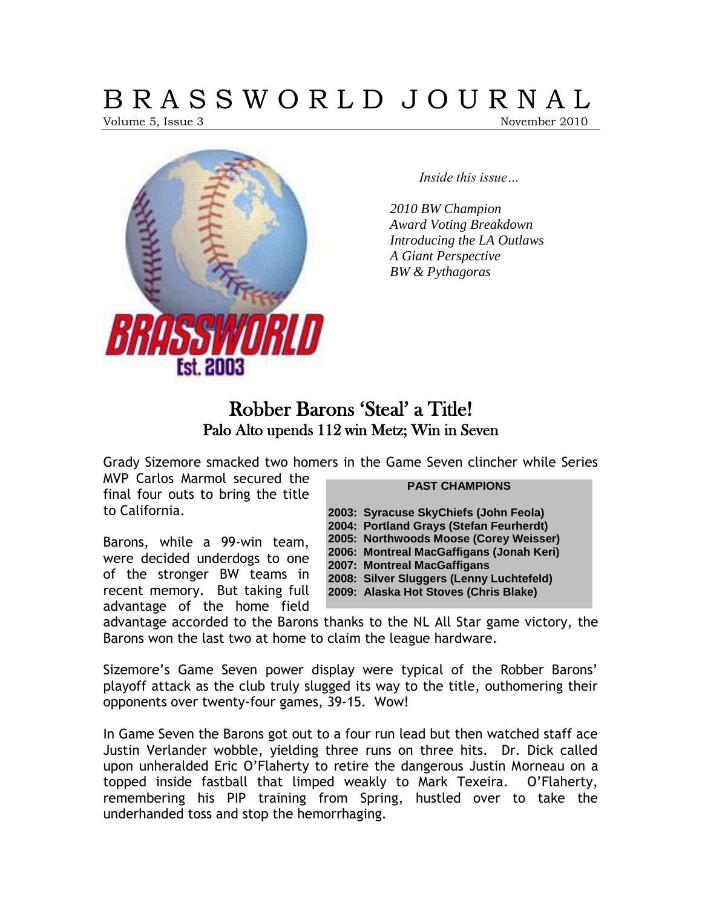# B R A S S W O R L D  J O U R N A L

Volume 5, Issue 3 — November 2010

*Inside this issue…*

*2010 BW Champion*
*Award Voting Breakdown*
*Introducing the LA Outlaws*
*A Giant Perspective*
*BW & Pythagoras*

## Robber Barons 'Steal' a Title!

### Palo Alto upends 112 win Metz; Win in Seven

Grady Sizemore smacked two homers in the Game Seven clincher while Series MVP Carlos Marmol secured the final four outs to bring the title to California.

**PAST CHAMPIONS**

**2003: Syracuse SkyChiefs (John Feola)**
**2004: Portland Grays (Stefan Feurherdt)**
**2005: Northwoods Moose (Corey Weisser)**
**2006: Montreal MacGaffigans (Jonah Keri)**
**2007: Montreal MacGaffigans**
**2008: Silver Sluggers (Lenny Luchtefeld)**
**2009: Alaska Hot Stoves (Chris Blake)**

Barons, while a 99-win team, were decided underdogs to one of the stronger BW teams in recent memory. But taking full advantage of the home field advantage accorded to the Barons thanks to the NL All Star game victory, the Barons won the last two at home to claim the league hardware.

Sizemore's Game Seven power display were typical of the Robber Barons' playoff attack as the club truly slugged its way to the title, outhomering their opponents over twenty-four games, 39-15. Wow!

In Game Seven the Barons got out to a four run lead but then watched staff ace Justin Verlander wobble, yielding three runs on three hits. Dr. Dick called upon unheralded Eric O'Flaherty to retire the dangerous Justin Morneau on a topped inside fastball that limped weakly to Mark Texeira. O'Flaherty, remembering his PIP training from Spring, hustled over to take the underhanded toss and stop the hemorrhaging.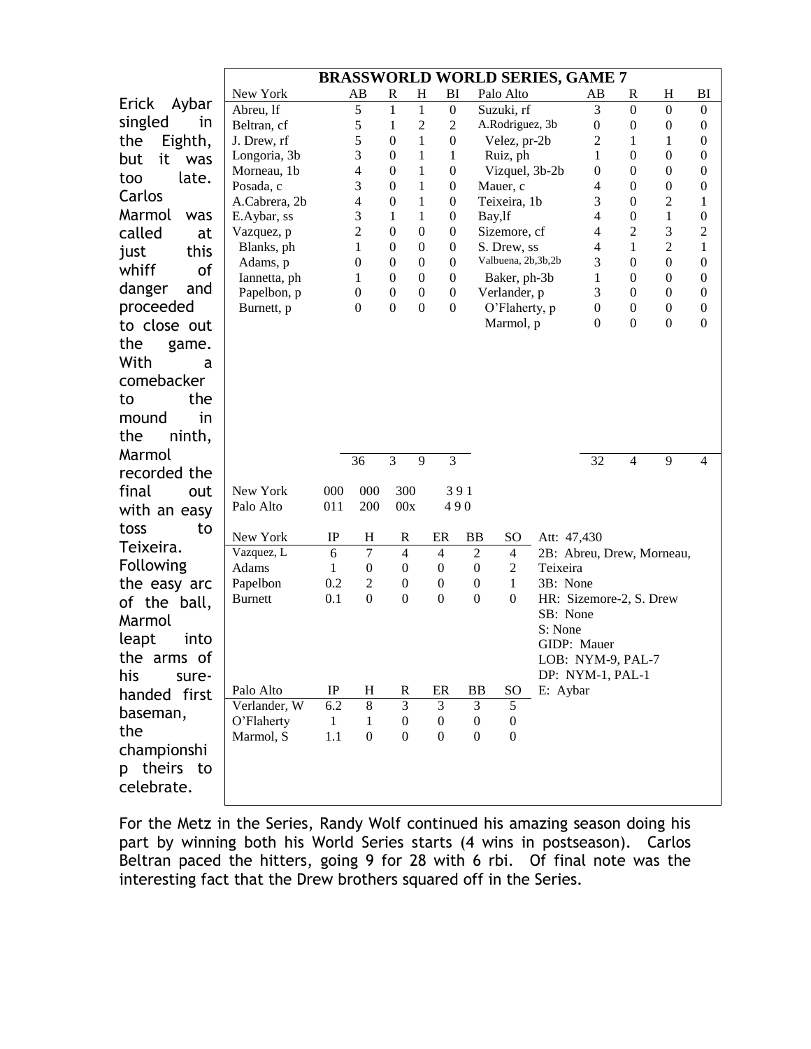Erick Aybar singled in the Eighth, but it was too late. Carlos Marmol was called at just this whiff of danger and proceeded to close out the game. With a comebacker to the mound in the ninth, Marmol recorded the final out with an easy toss to Teixeira. Following the easy arc of the ball, Marmol leapt into the arms of his sure-handed first baseman, the championship theirs to celebrate.

## BRASSWORLD WORLD SERIES, GAME 7

| New York | AB | R | H | BI | Palo Alto | AB | R | H | BI |
|---|---|---|---|---|---|---|---|---|---|
| Abreu, lf | 5 | 1 | 1 | 0 | Suzuki, rf | 3 | 0 | 0 | 0 |
| Beltran, cf | 5 | 1 | 2 | 2 | A.Rodriguez, 3b | 0 | 0 | 0 | 0 |
| J. Drew, rf | 5 | 0 | 1 | 0 | Velez, pr-2b | 2 | 1 | 1 | 0 |
| Longoria, 3b | 3 | 0 | 1 | 1 | Ruiz, ph | 1 | 0 | 0 | 0 |
| Morneau, 1b | 4 | 0 | 1 | 0 | Vizquel, 3b-2b | 0 | 0 | 0 | 0 |
| Posada, c | 3 | 0 | 1 | 0 | Mauer, c | 4 | 0 | 0 | 0 |
| A.Cabrera, 2b | 4 | 0 | 1 | 0 | Teixeira, 1b | 3 | 0 | 2 | 1 |
| E.Aybar, ss | 3 | 1 | 1 | 0 | Bay,lf | 4 | 0 | 1 | 0 |
| Vazquez, p | 2 | 0 | 0 | 0 | Sizemore, cf | 4 | 2 | 3 | 2 |
| Blanks, ph | 1 | 0 | 0 | 0 | S. Drew, ss | 4 | 1 | 2 | 1 |
| Adams, p | 0 | 0 | 0 | 0 | Valbuena, 2b,3b,2b | 3 | 0 | 0 | 0 |
| Iannetta, ph | 1 | 0 | 0 | 0 | Baker, ph-3b | 1 | 0 | 0 | 0 |
| Papelbon, p | 0 | 0 | 0 | 0 | Verlander, p | 3 | 0 | 0 | 0 |
| Burnett, p | 0 | 0 | 0 | 0 | O'Flaherty, p | 0 | 0 | 0 | 0 |
| | | | | | Marmol, p | 0 | 0 | 0 | 0 |
| | 36 | 3 | 9 | 3 | | 32 | 4 | 9 | 4 |

| | | | | |
|---|---|---|---|---|
| New York | 000 | 000 | 300 | 3 9 1 |
| Palo Alto | 011 | 200 | 00x | 4 9 0 |

| New York | IP | H | R | ER | BB | SO |
|---|---|---|---|---|---|---|
| Vazquez, L | 6 | 7 | 4 | 4 | 2 | 4 |
| Adams | 1 | 0 | 0 | 0 | 0 | 2 |
| Papelbon | 0.2 | 2 | 0 | 0 | 0 | 1 |
| Burnett | 0.1 | 0 | 0 | 0 | 0 | 0 |

| Palo Alto | IP | H | R | ER | BB | SO |
|---|---|---|---|---|---|---|
| Verlander, W | 6.2 | 8 | 3 | 3 | 3 | 5 |
| O'Flaherty | 1 | 1 | 0 | 0 | 0 | 0 |
| Marmol, S | 1.1 | 0 | 0 | 0 | 0 | 0 |

Att: 47,430
2B: Abreu, Drew, Morneau, Teixeira
3B: None
HR: Sizemore-2, S. Drew
SB: None
S: None
GIDP: Mauer
LOB: NYM-9, PAL-7
DP: NYM-1, PAL-1
E: Aybar

For the Metz in the Series, Randy Wolf continued his amazing season doing his part by winning both his World Series starts (4 wins in postseason). Carlos Beltran paced the hitters, going 9 for 28 with 6 rbi. Of final note was the interesting fact that the Drew brothers squared off in the Series.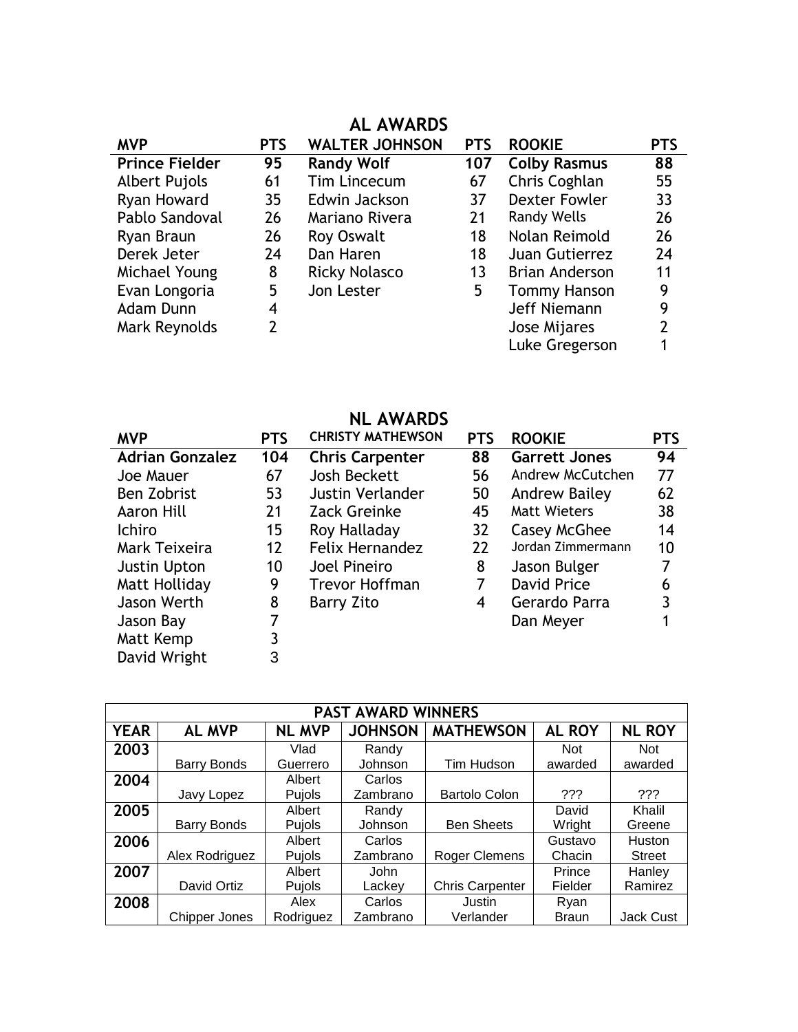## AL AWARDS

| MVP | PTS | WALTER JOHNSON | PTS | ROOKIE | PTS |
|---|---|---|---|---|---|
| **Prince Fielder** | **95** | **Randy Wolf** | **107** | **Colby Rasmus** | **88** |
| Albert Pujols | 61 | Tim Lincecum | 67 | Chris Coghlan | 55 |
| Ryan Howard | 35 | Edwin Jackson | 37 | Dexter Fowler | 33 |
| Pablo Sandoval | 26 | Mariano Rivera | 21 | Randy Wells | 26 |
| Ryan Braun | 26 | Roy Oswalt | 18 | Nolan Reimold | 26 |
| Derek Jeter | 24 | Dan Haren | 18 | Juan Gutierrez | 24 |
| Michael Young | 8 | Ricky Nolasco | 13 | Brian Anderson | 11 |
| Evan Longoria | 5 | Jon Lester | 5 | Tommy Hanson | 9 |
| Adam Dunn | 4 | | | Jeff Niemann | 9 |
| Mark Reynolds | 2 | | | Jose Mijares | 2 |
| | | | | Luke Gregerson | 1 |

## NL AWARDS

| MVP | PTS | CHRISTY MATHEWSON | PTS | ROOKIE | PTS |
|---|---|---|---|---|---|
| **Adrian Gonzalez** | **104** | **Chris Carpenter** | **88** | **Garrett Jones** | **94** |
| Joe Mauer | 67 | Josh Beckett | 56 | Andrew McCutchen | 77 |
| Ben Zobrist | 53 | Justin Verlander | 50 | Andrew Bailey | 62 |
| Aaron Hill | 21 | Zack Greinke | 45 | Matt Wieters | 38 |
| Ichiro | 15 | Roy Halladay | 32 | Casey McGhee | 14 |
| Mark Teixeira | 12 | Felix Hernandez | 22 | Jordan Zimmermann | 10 |
| Justin Upton | 10 | Joel Pineiro | 8 | Jason Bulger | 7 |
| Matt Holliday | 9 | Trevor Hoffman | 7 | David Price | 6 |
| Jason Werth | 8 | Barry Zito | 4 | Gerardo Parra | 3 |
| Jason Bay | 7 | | | Dan Meyer | 1 |
| Matt Kemp | 3 | | | | |
| David Wright | 3 | | | | |

| PAST AWARD WINNERS | | | | | | |
|---|---|---|---|---|---|---|
| **YEAR** | **AL MVP** | **NL MVP** | **JOHNSON** | **MATHEWSON** | **AL ROY** | **NL ROY** |
| **2003** | Barry Bonds | Vlad Guerrero | Randy Johnson | Tim Hudson | Not awarded | Not awarded |
| **2004** | Javy Lopez | Albert Pujols | Carlos Zambrano | Bartolo Colon | ??? | ??? |
| **2005** | Barry Bonds | Albert Pujols | Randy Johnson | Ben Sheets | David Wright | Khalil Greene |
| **2006** | Alex Rodriguez | Albert Pujols | Carlos Zambrano | Roger Clemens | Gustavo Chacin | Huston Street |
| **2007** | David Ortiz | Albert Pujols | John Lackey | Chris Carpenter | Prince Fielder | Hanley Ramirez |
| **2008** | Chipper Jones | Alex Rodriguez | Carlos Zambrano | Justin Verlander | Ryan Braun | Jack Cust |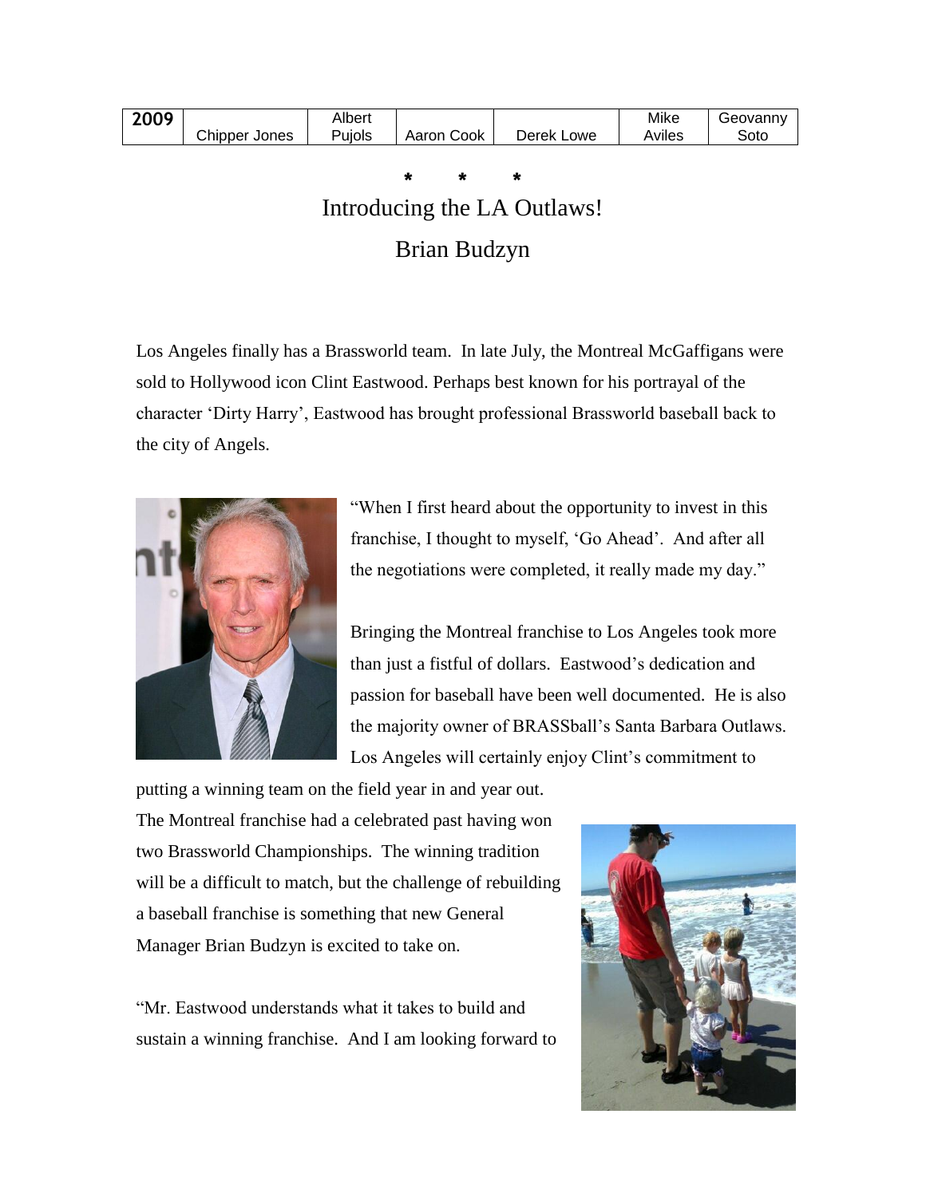| 2009 | Chipper Jones | Albert Pujols | Aaron Cook | Derek Lowe | Mike Aviles | Geovanny Soto |
|---|---|---|---|---|---|---|

\*        \*        \*

# Introducing the LA Outlaws!

## Brian Budzyn

Los Angeles finally has a Brassworld team. In late July, the Montreal McGaffigans were sold to Hollywood icon Clint Eastwood. Perhaps best known for his portrayal of the character 'Dirty Harry', Eastwood has brought professional Brassworld baseball back to the city of Angels.

"When I first heard about the opportunity to invest in this franchise, I thought to myself, 'Go Ahead'. And after all the negotiations were completed, it really made my day."

Bringing the Montreal franchise to Los Angeles took more than just a fistful of dollars. Eastwood's dedication and passion for baseball have been well documented. He is also the majority owner of BRASSball's Santa Barbara Outlaws. Los Angeles will certainly enjoy Clint's commitment to putting a winning team on the field year in and year out. The Montreal franchise had a celebrated past having won two Brassworld Championships. The winning tradition will be a difficult to match, but the challenge of rebuilding a baseball franchise is something that new General Manager Brian Budzyn is excited to take on.

"Mr. Eastwood understands what it takes to build and sustain a winning franchise. And I am looking forward to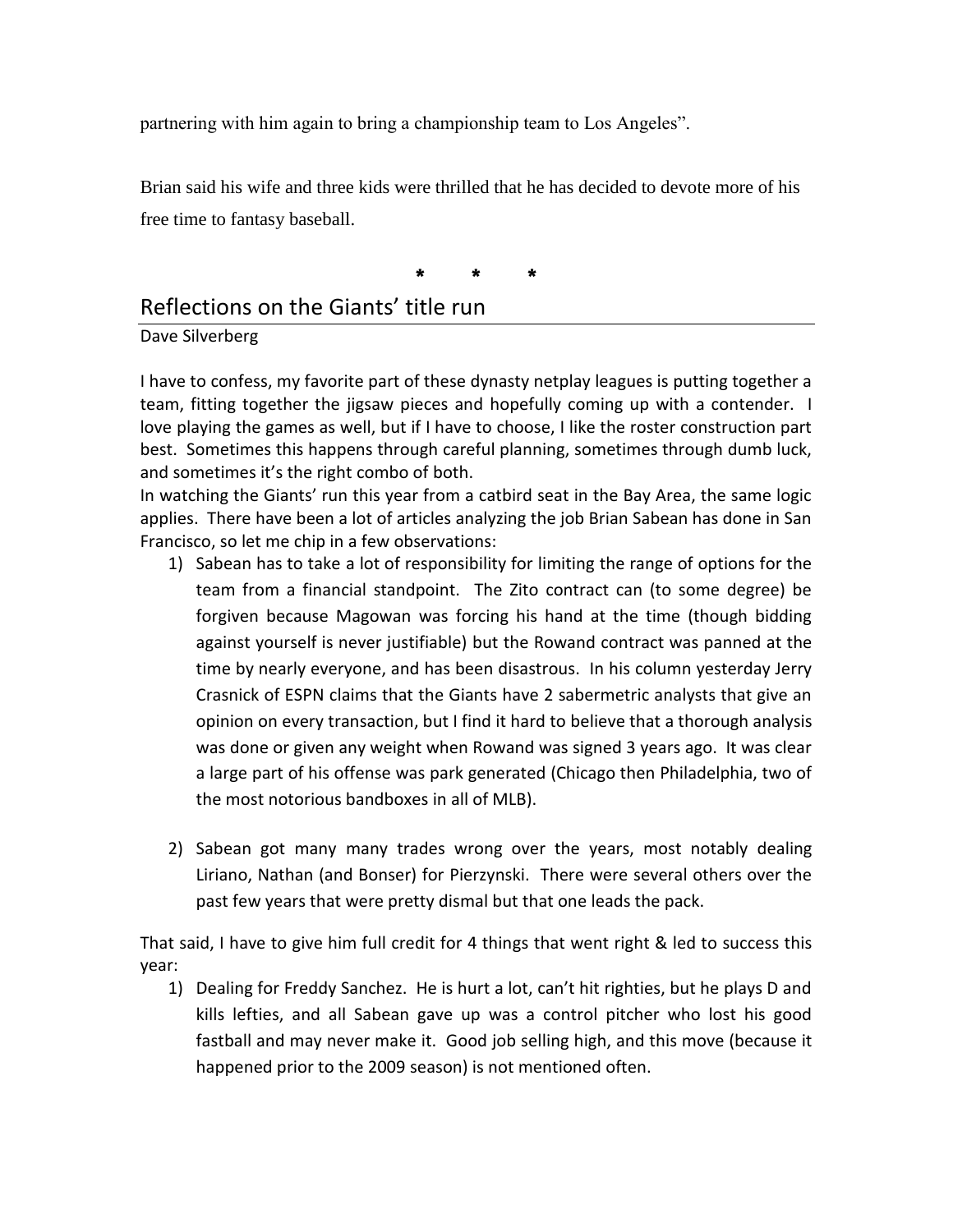partnering with him again to bring a championship team to Los Angeles".

Brian said his wife and three kids were thrilled that he has decided to devote more of his free time to fantasy baseball.

\* \* \*

## Reflections on the Giants' title run

Dave Silverberg

I have to confess, my favorite part of these dynasty netplay leagues is putting together a team, fitting together the jigsaw pieces and hopefully coming up with a contender. I love playing the games as well, but if I have to choose, I like the roster construction part best. Sometimes this happens through careful planning, sometimes through dumb luck, and sometimes it's the right combo of both.

In watching the Giants' run this year from a catbird seat in the Bay Area, the same logic applies. There have been a lot of articles analyzing the job Brian Sabean has done in San Francisco, so let me chip in a few observations:

1) Sabean has to take a lot of responsibility for limiting the range of options for the team from a financial standpoint. The Zito contract can (to some degree) be forgiven because Magowan was forcing his hand at the time (though bidding against yourself is never justifiable) but the Rowand contract was panned at the time by nearly everyone, and has been disastrous. In his column yesterday Jerry Crasnick of ESPN claims that the Giants have 2 sabermetric analysts that give an opinion on every transaction, but I find it hard to believe that a thorough analysis was done or given any weight when Rowand was signed 3 years ago. It was clear a large part of his offense was park generated (Chicago then Philadelphia, two of the most notorious bandboxes in all of MLB).

2) Sabean got many many trades wrong over the years, most notably dealing Liriano, Nathan (and Bonser) for Pierzynski. There were several others over the past few years that were pretty dismal but that one leads the pack.

That said, I have to give him full credit for 4 things that went right & led to success this year:

1) Dealing for Freddy Sanchez. He is hurt a lot, can't hit righties, but he plays D and kills lefties, and all Sabean gave up was a control pitcher who lost his good fastball and may never make it. Good job selling high, and this move (because it happened prior to the 2009 season) is not mentioned often.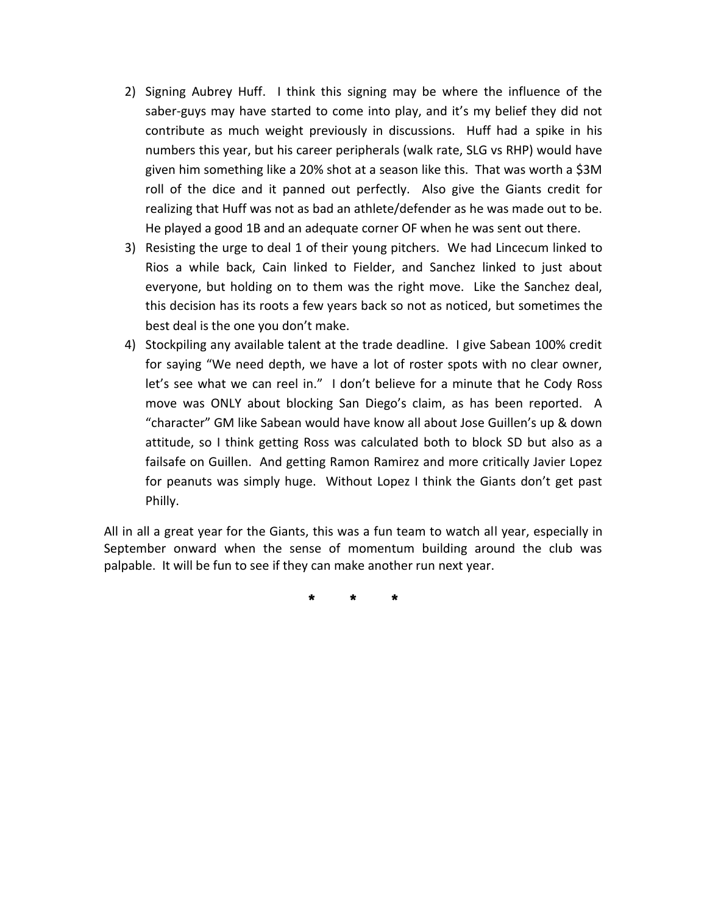2) Signing Aubrey Huff. I think this signing may be where the influence of the saber-guys may have started to come into play, and it's my belief they did not contribute as much weight previously in discussions. Huff had a spike in his numbers this year, but his career peripherals (walk rate, SLG vs RHP) would have given him something like a 20% shot at a season like this. That was worth a $3M roll of the dice and it panned out perfectly. Also give the Giants credit for realizing that Huff was not as bad an athlete/defender as he was made out to be. He played a good 1B and an adequate corner OF when he was sent out there.
3) Resisting the urge to deal 1 of their young pitchers. We had Lincecum linked to Rios a while back, Cain linked to Fielder, and Sanchez linked to just about everyone, but holding on to them was the right move. Like the Sanchez deal, this decision has its roots a few years back so not as noticed, but sometimes the best deal is the one you don't make.
4) Stockpiling any available talent at the trade deadline. I give Sabean 100% credit for saying "We need depth, we have a lot of roster spots with no clear owner, let's see what we can reel in." I don't believe for a minute that he Cody Ross move was ONLY about blocking San Diego's claim, as has been reported. A "character" GM like Sabean would have know all about Jose Guillen's up & down attitude, so I think getting Ross was calculated both to block SD but also as a failsafe on Guillen. And getting Ramon Ramirez and more critically Javier Lopez for peanuts was simply huge. Without Lopez I think the Giants don't get past Philly.

All in all a great year for the Giants, this was a fun team to watch all year, especially in September onward when the sense of momentum building around the club was palpable. It will be fun to see if they can make another run next year.

\* \* \*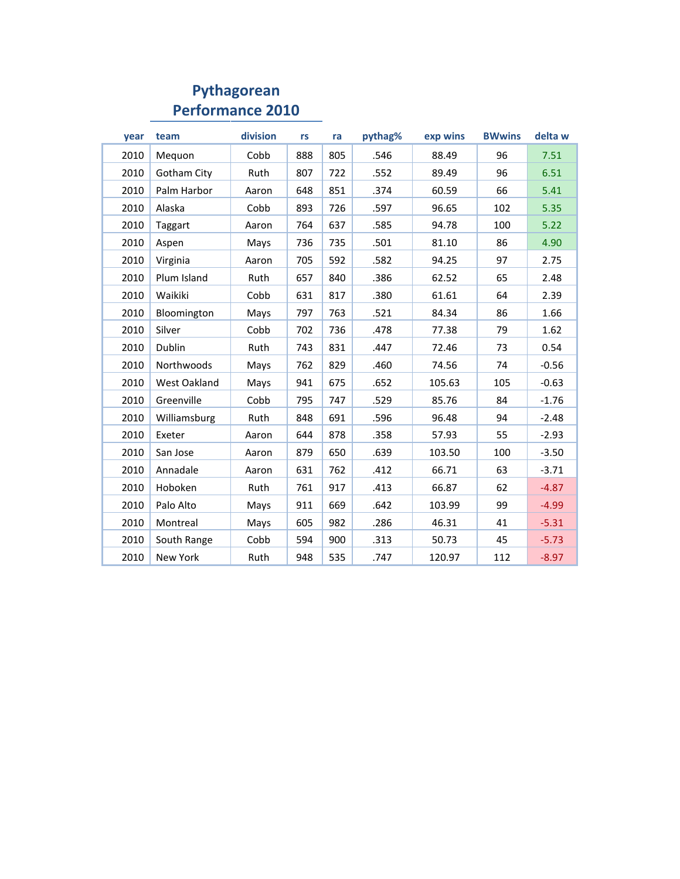# Pythagorean Performance 2010

| year | team | division | rs | ra | pythag% | exp wins | BWwins | delta w |
|---|---|---|---|---|---|---|---|---|
| 2010 | Mequon | Cobb | 888 | 805 | .546 | 88.49 | 96 | 7.51 |
| 2010 | Gotham City | Ruth | 807 | 722 | .552 | 89.49 | 96 | 6.51 |
| 2010 | Palm Harbor | Aaron | 648 | 851 | .374 | 60.59 | 66 | 5.41 |
| 2010 | Alaska | Cobb | 893 | 726 | .597 | 96.65 | 102 | 5.35 |
| 2010 | Taggart | Aaron | 764 | 637 | .585 | 94.78 | 100 | 5.22 |
| 2010 | Aspen | Mays | 736 | 735 | .501 | 81.10 | 86 | 4.90 |
| 2010 | Virginia | Aaron | 705 | 592 | .582 | 94.25 | 97 | 2.75 |
| 2010 | Plum Island | Ruth | 657 | 840 | .386 | 62.52 | 65 | 2.48 |
| 2010 | Waikiki | Cobb | 631 | 817 | .380 | 61.61 | 64 | 2.39 |
| 2010 | Bloomington | Mays | 797 | 763 | .521 | 84.34 | 86 | 1.66 |
| 2010 | Silver | Cobb | 702 | 736 | .478 | 77.38 | 79 | 1.62 |
| 2010 | Dublin | Ruth | 743 | 831 | .447 | 72.46 | 73 | 0.54 |
| 2010 | Northwoods | Mays | 762 | 829 | .460 | 74.56 | 74 | -0.56 |
| 2010 | West Oakland | Mays | 941 | 675 | .652 | 105.63 | 105 | -0.63 |
| 2010 | Greenville | Cobb | 795 | 747 | .529 | 85.76 | 84 | -1.76 |
| 2010 | Williamsburg | Ruth | 848 | 691 | .596 | 96.48 | 94 | -2.48 |
| 2010 | Exeter | Aaron | 644 | 878 | .358 | 57.93 | 55 | -2.93 |
| 2010 | San Jose | Aaron | 879 | 650 | .639 | 103.50 | 100 | -3.50 |
| 2010 | Annadale | Aaron | 631 | 762 | .412 | 66.71 | 63 | -3.71 |
| 2010 | Hoboken | Ruth | 761 | 917 | .413 | 66.87 | 62 | -4.87 |
| 2010 | Palo Alto | Mays | 911 | 669 | .642 | 103.99 | 99 | -4.99 |
| 2010 | Montreal | Mays | 605 | 982 | .286 | 46.31 | 41 | -5.31 |
| 2010 | South Range | Cobb | 594 | 900 | .313 | 50.73 | 45 | -5.73 |
| 2010 | New York | Ruth | 948 | 535 | .747 | 120.97 | 112 | -8.97 |